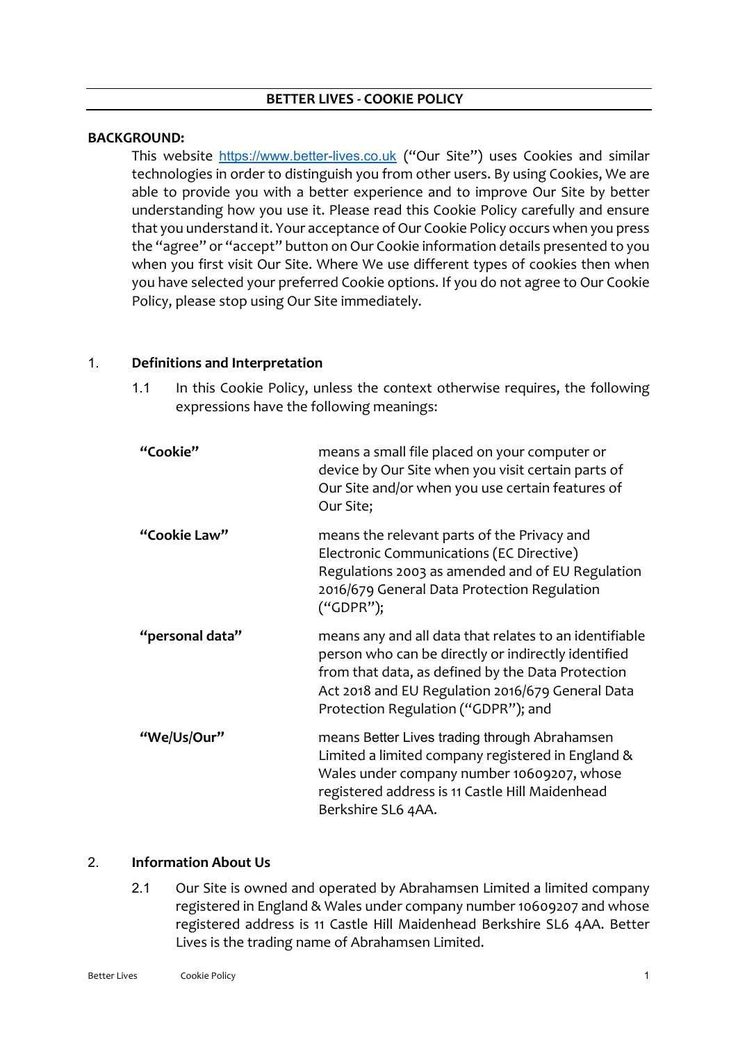# BETTER LIVES - COOKIE POLICY

**BACKGROUND:**

This website https://www.better-lives.co.uk ("Our Site") uses Cookies and similar technologies in order to distinguish you from other users. By using Cookies, We are able to provide you with a better experience and to improve Our Site by better understanding how you use it. Please read this Cookie Policy carefully and ensure that you understand it. Your acceptance of Our Cookie Policy occurs when you press the "agree" or "accept" button on Our Cookie information details presented to you when you first visit Our Site. Where We use different types of cookies then when you have selected your preferred Cookie options. If you do not agree to Our Cookie Policy, please stop using Our Site immediately.

## 1. Definitions and Interpretation

1.1 In this Cookie Policy, unless the context otherwise requires, the following expressions have the following meanings:

| | |
|---|---|
| **"Cookie"** | means a small file placed on your computer or device by Our Site when you visit certain parts of Our Site and/or when you use certain features of Our Site; |
| **"Cookie Law"** | means the relevant parts of the Privacy and Electronic Communications (EC Directive) Regulations 2003 as amended and of EU Regulation 2016/679 General Data Protection Regulation ("GDPR"); |
| **"personal data"** | means any and all data that relates to an identifiable person who can be directly or indirectly identified from that data, as defined by the Data Protection Act 2018 and EU Regulation 2016/679 General Data Protection Regulation ("GDPR"); and |
| **"We/Us/Our"** | means Better Lives trading through Abrahamsen Limited a limited company registered in England & Wales under company number 10609207, whose registered address is 11 Castle Hill Maidenhead Berkshire SL6 4AA. |

## 2. Information About Us

2.1 Our Site is owned and operated by Abrahamsen Limited a limited company registered in England & Wales under company number 10609207 and whose registered address is 11 Castle Hill Maidenhead Berkshire SL6 4AA. Better Lives is the trading name of Abrahamsen Limited.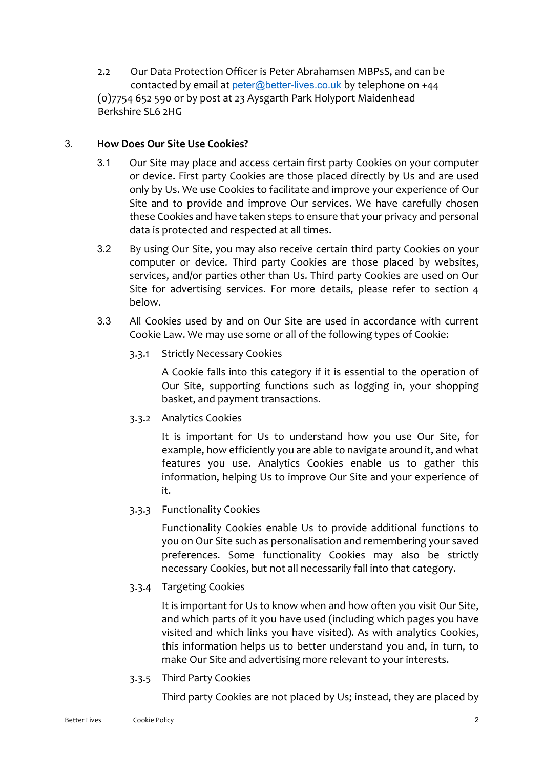2.2 Our Data Protection Officer is Peter Abrahamsen MBPsS, and can be contacted by email at peter@better-lives.co.uk by telephone on +44 (0)7754 652 590 or by post at 23 Aysgarth Park Holyport Maidenhead Berkshire SL6 2HG

## 3. How Does Our Site Use Cookies?

3.1 Our Site may place and access certain first party Cookies on your computer or device. First party Cookies are those placed directly by Us and are used only by Us. We use Cookies to facilitate and improve your experience of Our Site and to provide and improve Our services. We have carefully chosen these Cookies and have taken steps to ensure that your privacy and personal data is protected and respected at all times.

3.2 By using Our Site, you may also receive certain third party Cookies on your computer or device. Third party Cookies are those placed by websites, services, and/or parties other than Us. Third party Cookies are used on Our Site for advertising services. For more details, please refer to section 4 below.

3.3 All Cookies used by and on Our Site are used in accordance with current Cookie Law. We may use some or all of the following types of Cookie:

3.3.1 Strictly Necessary Cookies

A Cookie falls into this category if it is essential to the operation of Our Site, supporting functions such as logging in, your shopping basket, and payment transactions.

3.3.2 Analytics Cookies

It is important for Us to understand how you use Our Site, for example, how efficiently you are able to navigate around it, and what features you use. Analytics Cookies enable us to gather this information, helping Us to improve Our Site and your experience of it.

3.3.3 Functionality Cookies

Functionality Cookies enable Us to provide additional functions to you on Our Site such as personalisation and remembering your saved preferences. Some functionality Cookies may also be strictly necessary Cookies, but not all necessarily fall into that category.

3.3.4 Targeting Cookies

It is important for Us to know when and how often you visit Our Site, and which parts of it you have used (including which pages you have visited and which links you have visited). As with analytics Cookies, this information helps us to better understand you and, in turn, to make Our Site and advertising more relevant to your interests.

3.3.5 Third Party Cookies

Third party Cookies are not placed by Us; instead, they are placed by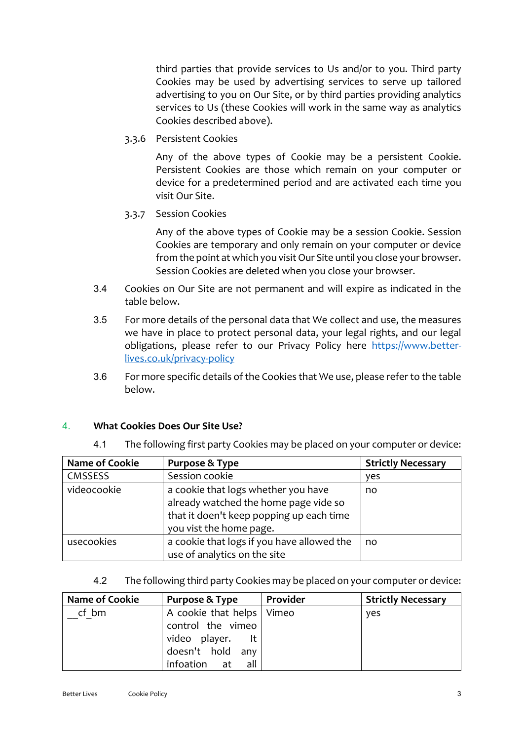third parties that provide services to Us and/or to you. Third party Cookies may be used by advertising services to serve up tailored advertising to you on Our Site, or by third parties providing analytics services to Us (these Cookies will work in the same way as analytics Cookies described above).

3.3.6 Persistent Cookies

Any of the above types of Cookie may be a persistent Cookie. Persistent Cookies are those which remain on your computer or device for a predetermined period and are activated each time you visit Our Site.

3.3.7 Session Cookies

Any of the above types of Cookie may be a session Cookie. Session Cookies are temporary and only remain on your computer or device from the point at which you visit Our Site until you close your browser. Session Cookies are deleted when you close your browser.

3.4 Cookies on Our Site are not permanent and will expire as indicated in the table below.

3.5 For more details of the personal data that We collect and use, the measures we have in place to protect personal data, your legal rights, and our legal obligations, please refer to our Privacy Policy here https://www.better-lives.co.uk/privacy-policy

3.6 For more specific details of the Cookies that We use, please refer to the table below.

## 4. What Cookies Does Our Site Use?

4.1 The following first party Cookies may be placed on your computer or device:

| Name of Cookie | Purpose & Type | Strictly Necessary |
|---|---|---|
| CMSSESS | Session cookie | yes |
| videocookie | a cookie that logs whether you have already watched the home page vide so that it doen't keep popping up each time you vist the home page. | no |
| usecookies | a cookie that logs if you have allowed the use of analytics on the site | no |

4.2 The following third party Cookies may be placed on your computer or device:

| Name of Cookie | Purpose & Type | Provider | Strictly Necessary |
|---|---|---|---|
| __cf_bm | A cookie that helps control the vimeo video player. It doesn't hold any infoation at all | Vimeo | yes |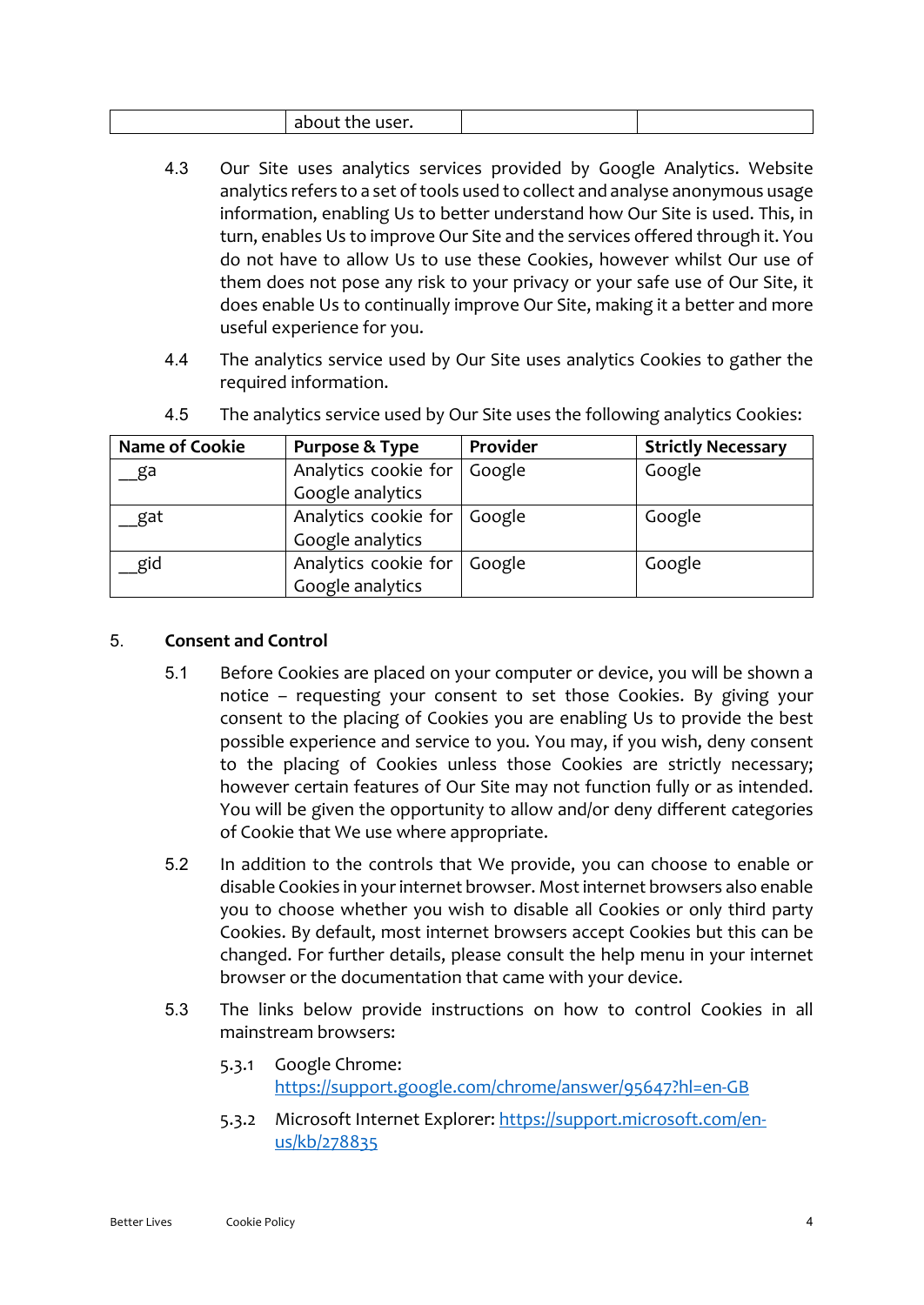| | about the user. | | |
|---|---|---|---|

4.3 Our Site uses analytics services provided by Google Analytics. Website analytics refers to a set of tools used to collect and analyse anonymous usage information, enabling Us to better understand how Our Site is used. This, in turn, enables Us to improve Our Site and the services offered through it. You do not have to allow Us to use these Cookies, however whilst Our use of them does not pose any risk to your privacy or your safe use of Our Site, it does enable Us to continually improve Our Site, making it a better and more useful experience for you.

4.4 The analytics service used by Our Site uses analytics Cookies to gather the required information.

4.5 The analytics service used by Our Site uses the following analytics Cookies:

| Name of Cookie | Purpose & Type | Provider | Strictly Necessary |
|---|---|---|---|
| __ga | Analytics cookie for Google analytics | Google | Google |
| __gat | Analytics cookie for Google analytics | Google | Google |
| __gid | Analytics cookie for Google analytics | Google | Google |

## 5. Consent and Control

5.1 Before Cookies are placed on your computer or device, you will be shown a notice – requesting your consent to set those Cookies. By giving your consent to the placing of Cookies you are enabling Us to provide the best possible experience and service to you. You may, if you wish, deny consent to the placing of Cookies unless those Cookies are strictly necessary; however certain features of Our Site may not function fully or as intended. You will be given the opportunity to allow and/or deny different categories of Cookie that We use where appropriate.

5.2 In addition to the controls that We provide, you can choose to enable or disable Cookies in your internet browser. Most internet browsers also enable you to choose whether you wish to disable all Cookies or only third party Cookies. By default, most internet browsers accept Cookies but this can be changed. For further details, please consult the help menu in your internet browser or the documentation that came with your device.

5.3 The links below provide instructions on how to control Cookies in all mainstream browsers:

5.3.1 Google Chrome: https://support.google.com/chrome/answer/95647?hl=en-GB

5.3.2 Microsoft Internet Explorer: https://support.microsoft.com/en-us/kb/278835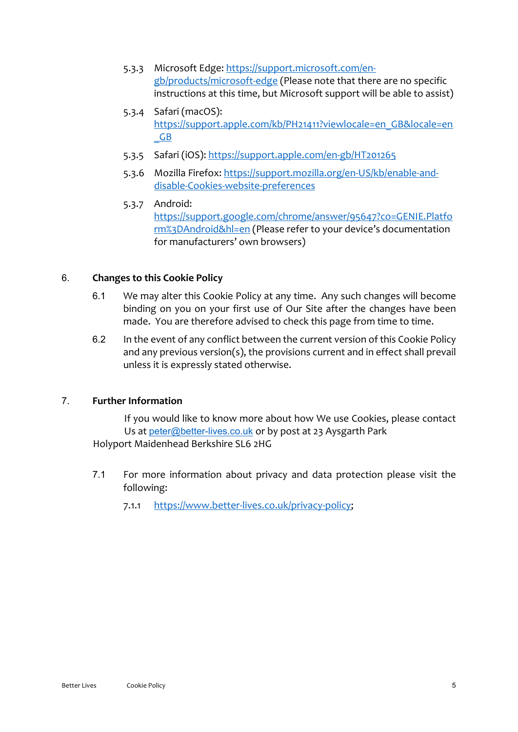5.3.3 Microsoft Edge: https://support.microsoft.com/en-gb/products/microsoft-edge (Please note that there are no specific instructions at this time, but Microsoft support will be able to assist)

5.3.4 Safari (macOS): https://support.apple.com/kb/PH21411?viewlocale=en_GB&locale=en_GB

5.3.5 Safari (iOS): https://support.apple.com/en-gb/HT201265

5.3.6 Mozilla Firefox: https://support.mozilla.org/en-US/kb/enable-and-disable-Cookies-website-preferences

5.3.7 Android: https://support.google.com/chrome/answer/95647?co=GENIE.Platform%3DAndroid&hl=en (Please refer to your device's documentation for manufacturers' own browsers)

## 6. Changes to this Cookie Policy

6.1 We may alter this Cookie Policy at any time. Any such changes will become binding on you on your first use of Our Site after the changes have been made. You are therefore advised to check this page from time to time.

6.2 In the event of any conflict between the current version of this Cookie Policy and any previous version(s), the provisions current and in effect shall prevail unless it is expressly stated otherwise.

## 7. Further Information

If you would like to know more about how We use Cookies, please contact Us at peter@better-lives.co.uk or by post at 23 Aysgarth Park Holyport Maidenhead Berkshire SL6 2HG

7.1 For more information about privacy and data protection please visit the following:

7.1.1 https://www.better-lives.co.uk/privacy-policy;